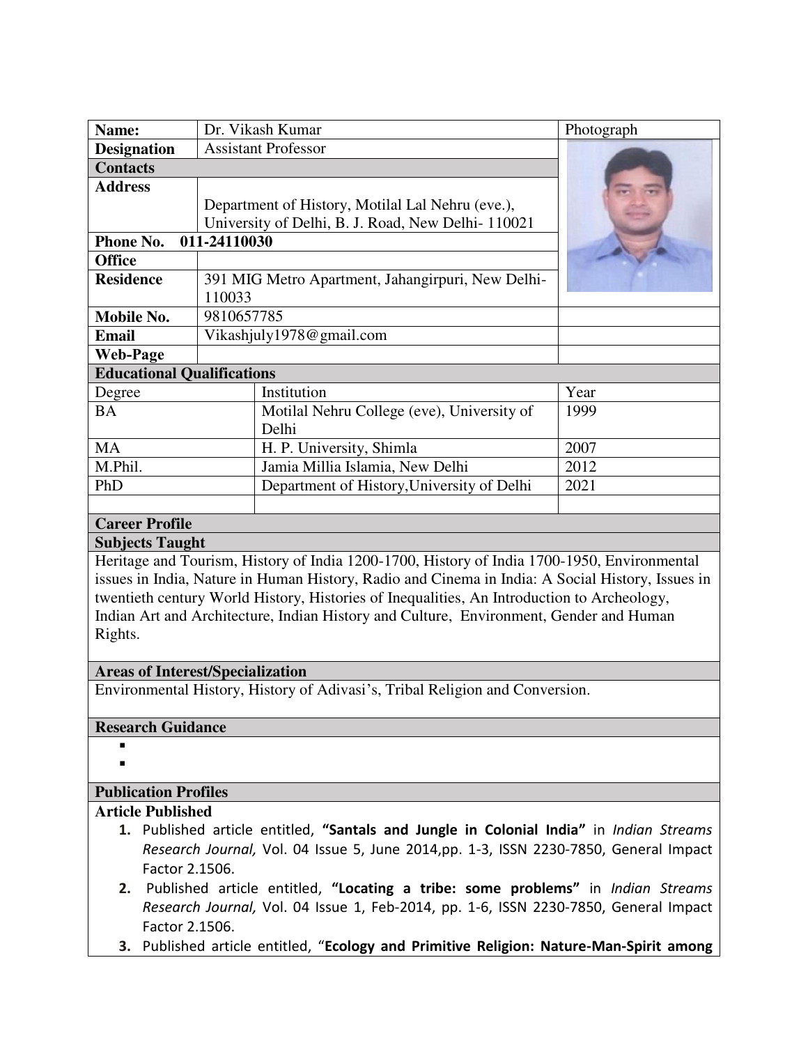| Name: | Dr. Vikash Kumar | Photograph |
|---|---|---|
| **Designation** | Assistant Professor | |
| **Contacts** | | |
| **Address** | Department of History, Motilal Lal Nehru (eve.), University of Delhi, B. J. Road, New Delhi- 110021 | |
| **Phone No.** | **011-24110030** | |
| **Office** | | |
| **Residence** | 391 MIG Metro Apartment, Jahangirpuri, New Delhi-110033 | |
| **Mobile No.** | 9810657785 | |
| **Email** | Vikashjuly1978@gmail.com | |
| **Web-Page** | | |

**Educational Qualifications**

| Degree | Institution | Year |
|---|---|---|
| BA | Motilal Nehru College (eve), University of Delhi | 1999 |
| MA | H. P. University, Shimla | 2007 |
| M.Phil. | Jamia Millia Islamia, New Delhi | 2012 |
| PhD | Department of History,University of Delhi | 2021 |
| | | |

**Career Profile**

**Subjects Taught**

Heritage and Tourism, History of India 1200-1700, History of India 1700-1950, Environmental issues in India, Nature in Human History, Radio and Cinema in India: A Social History, Issues in twentieth century World History, Histories of Inequalities, An Introduction to Archeology, Indian Art and Architecture, Indian History and Culture, Environment, Gender and Human Rights.

**Areas of Interest/Specialization**

Environmental History, History of Adivasi's, Tribal Religion and Conversion.

**Research Guidance**

- 
- 

**Publication Profiles**

**Article Published**

1. Published article entitled, **"Santals and Jungle in Colonial India"** in *Indian Streams Research Journal,* Vol. 04 Issue 5, June 2014,pp. 1-3, ISSN 2230-7850, General Impact Factor 2.1506.
2. Published article entitled, **"Locating a tribe: some problems"** in *Indian Streams Research Journal,* Vol. 04 Issue 1, Feb-2014, pp. 1-6, ISSN 2230-7850, General Impact Factor 2.1506.
3. Published article entitled, "**Ecology and Primitive Religion: Nature-Man-Spirit among**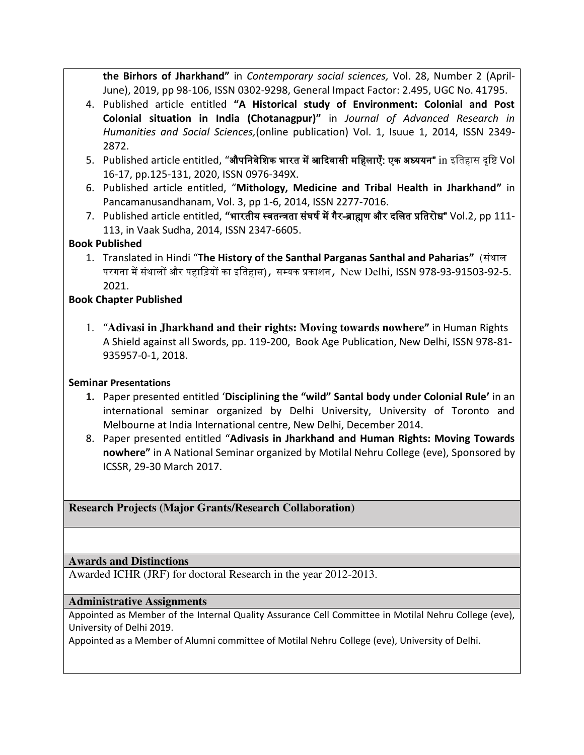**the Birhors of Jharkhand"** in *Contemporary social sciences,* Vol. 28, Number 2 (April-June), 2019, pp 98-106, ISSN 0302-9298, General Impact Factor: 2.495, UGC No. 41795.

4. Published article entitled **"A Historical study of Environment: Colonial and Post Colonial situation in India (Chotanagpur)"** in *Journal of Advanced Research in Humanities and Social Sciences,*(online publication) Vol. 1, Isuue 1, 2014, ISSN 2349-2872.
5. Published article entitled, "**औपनिवेशिक भारत में आदिवासी महिलाएँ: एक अध्ययन"** in इतिहास दृष्टि Vol 16-17, pp.125-131, 2020, ISSN 0976-349X.
6. Published article entitled, "**Mithology, Medicine and Tribal Health in Jharkhand"** in Pancamanusandhanam, Vol. 3, pp 1-6, 2014, ISSN 2277-7016.
7. Published article entitled, **"भारतीय स्वतन्त्रता संघर्ष में गैर-ब्राह्मण और दलित प्रतिरोध"** Vol.2, pp 111-113, in Vaak Sudha, 2014, ISSN 2347-6605.

**Book Published**

1. Translated in Hindi "**The History of the Santhal Parganas Santhal and Paharias"** (संथाल परगना में संथालों और पहाड़ियों का इतिहास), सम्यक प्रकाशन, New Delhi, ISSN 978-93-91503-92-5. 2021.

**Book Chapter Published**

1. "**Adivasi in Jharkhand and their rights: Moving towards nowhere"** in Human Rights A Shield against all Swords, pp. 119-200, Book Age Publication, New Delhi, ISSN 978-81-935957-0-1, 2018.

**Seminar Presentations**

1. Paper presented entitled '**Disciplining the "wild" Santal body under Colonial Rule'** in an international seminar organized by Delhi University, University of Toronto and Melbourne at India International centre, New Delhi, December 2014.
8. Paper presented entitled "**Adivasis in Jharkhand and Human Rights: Moving Towards nowhere"** in A National Seminar organized by Motilal Nehru College (eve), Sponsored by ICSSR, 29-30 March 2017.

**Research Projects (Major Grants/Research Collaboration)**

**Awards and Distinctions**

Awarded ICHR (JRF) for doctoral Research in the year 2012-2013.

**Administrative Assignments**

Appointed as Member of the Internal Quality Assurance Cell Committee in Motilal Nehru College (eve), University of Delhi 2019.

Appointed as a Member of Alumni committee of Motilal Nehru College (eve), University of Delhi.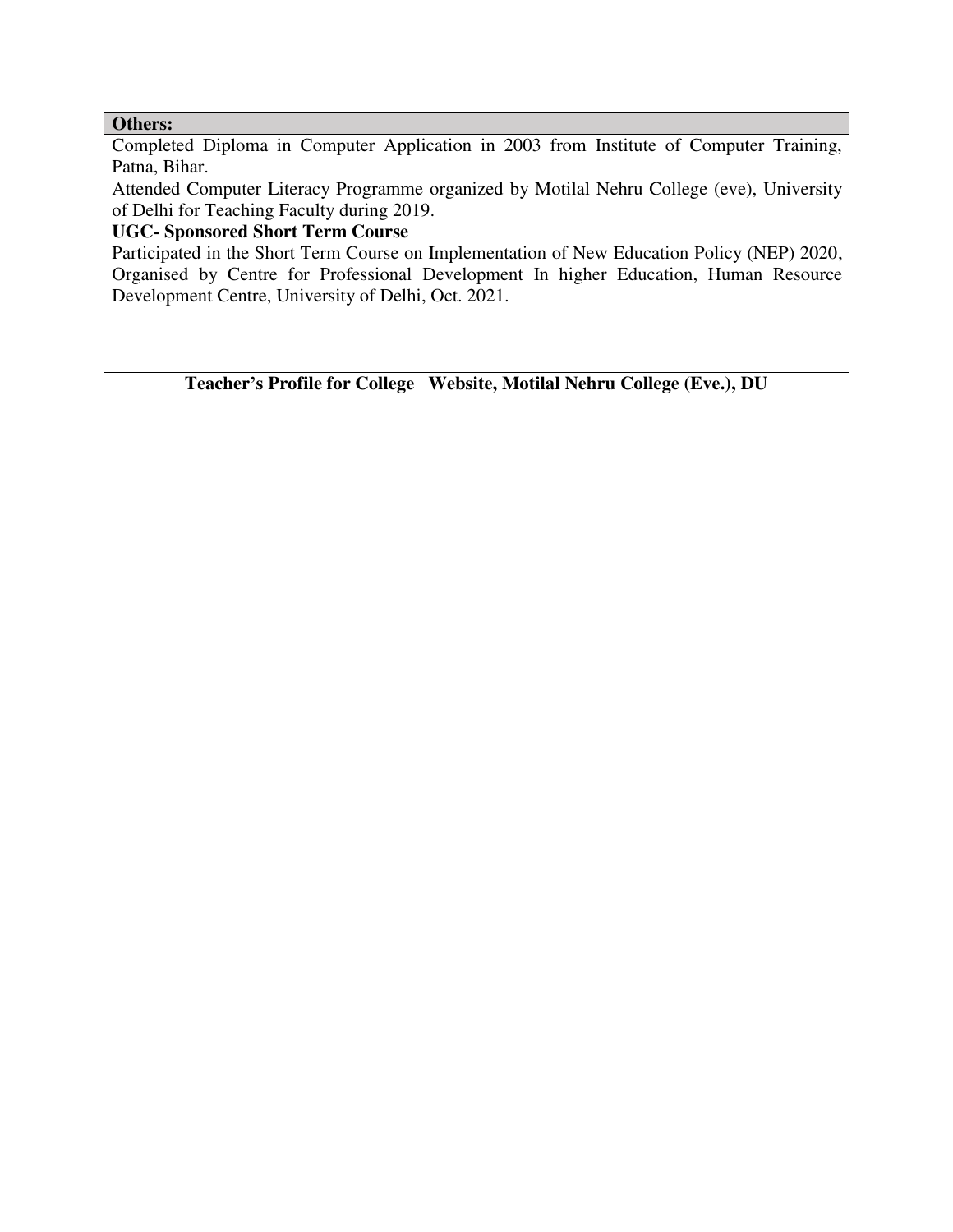**Others:**

Completed Diploma in Computer Application in 2003 from Institute of Computer Training, Patna, Bihar.

Attended Computer Literacy Programme organized by Motilal Nehru College (eve), University of Delhi for Teaching Faculty during 2019.

**UGC- Sponsored Short Term Course**

Participated in the Short Term Course on Implementation of New Education Policy (NEP) 2020, Organised by Centre for Professional Development In higher Education, Human Resource Development Centre, University of Delhi, Oct. 2021.

**Teacher's Profile for College Website, Motilal Nehru College (Eve.), DU**